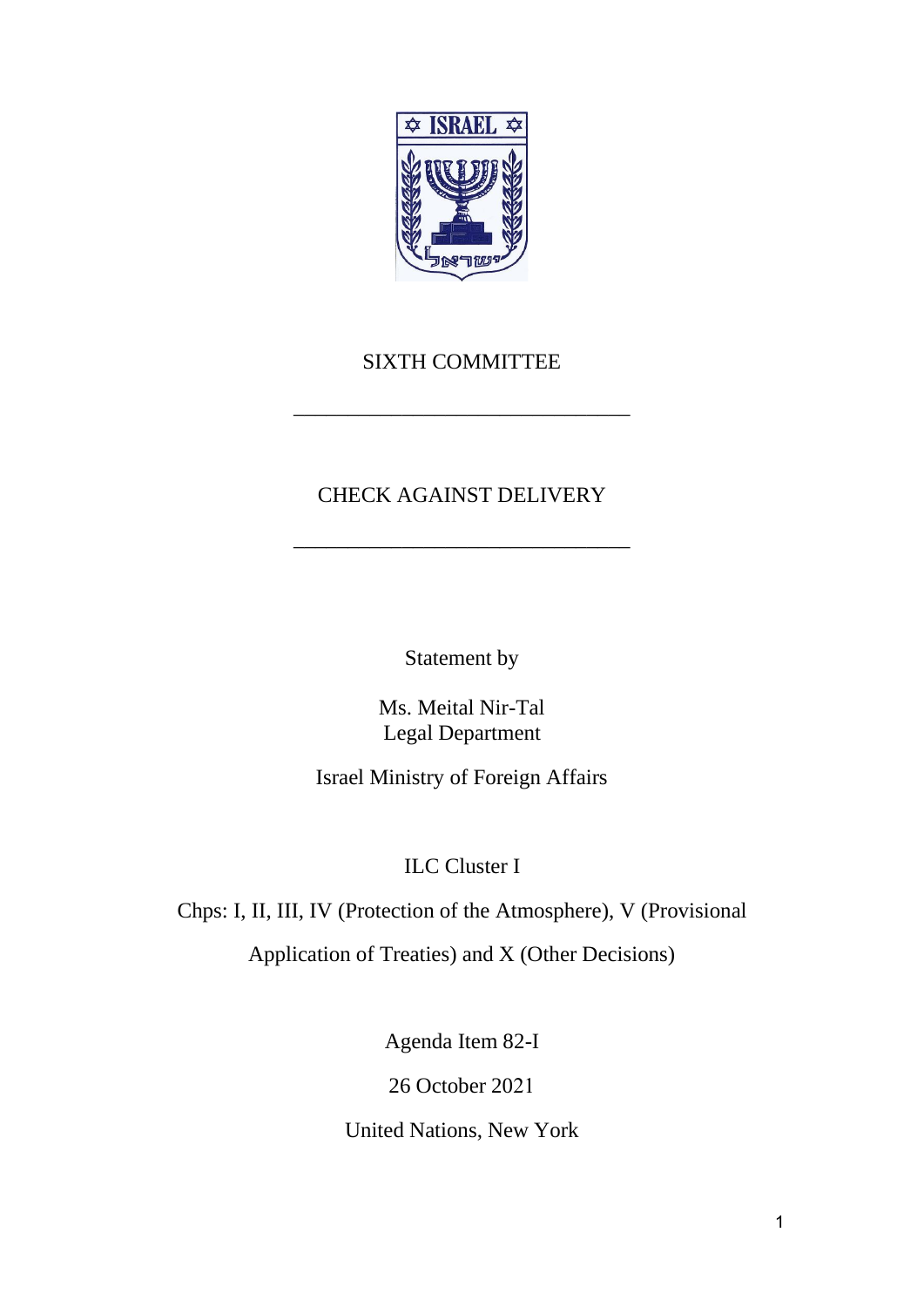SIXTH COMMITTEE

---

CHECK AGAINST DELIVERY

---

Statement by

Ms. Meital Nir-Tal
Legal Department

Israel Ministry of Foreign Affairs

ILC Cluster I

Chps: I, II, III, IV (Protection of the Atmosphere), V (Provisional Application of Treaties) and X (Other Decisions)

Agenda Item 82-I

26 October 2021

United Nations, New York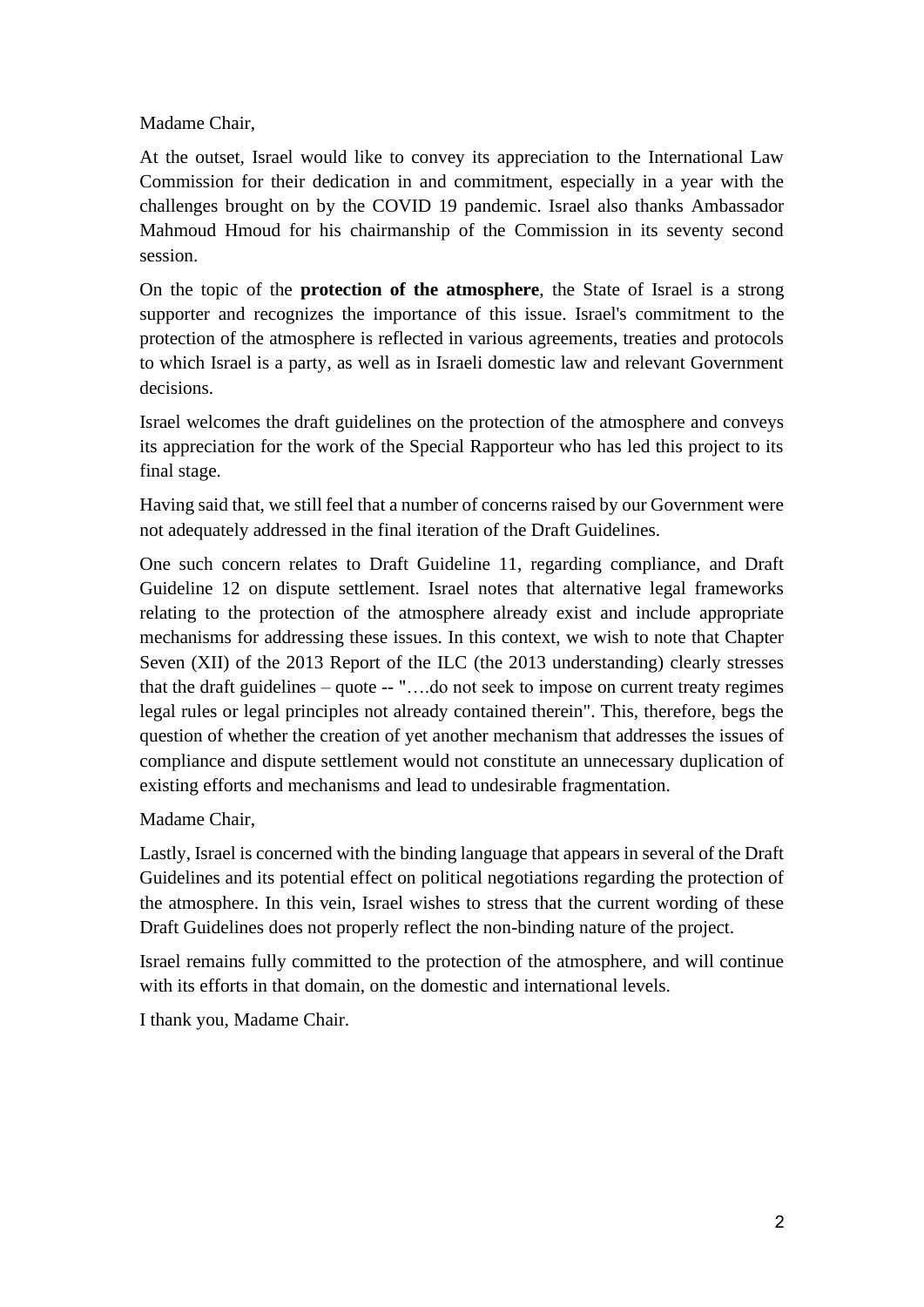Madame Chair,

At the outset, Israel would like to convey its appreciation to the International Law Commission for their dedication in and commitment, especially in a year with the challenges brought on by the COVID 19 pandemic. Israel also thanks Ambassador Mahmoud Hmoud for his chairmanship of the Commission in its seventy second session.

On the topic of the **protection of the atmosphere**, the State of Israel is a strong supporter and recognizes the importance of this issue. Israel's commitment to the protection of the atmosphere is reflected in various agreements, treaties and protocols to which Israel is a party, as well as in Israeli domestic law and relevant Government decisions.

Israel welcomes the draft guidelines on the protection of the atmosphere and conveys its appreciation for the work of the Special Rapporteur who has led this project to its final stage.

Having said that, we still feel that a number of concerns raised by our Government were not adequately addressed in the final iteration of the Draft Guidelines.

One such concern relates to Draft Guideline 11, regarding compliance, and Draft Guideline 12 on dispute settlement. Israel notes that alternative legal frameworks relating to the protection of the atmosphere already exist and include appropriate mechanisms for addressing these issues. In this context, we wish to note that Chapter Seven (XII) of the 2013 Report of the ILC (the 2013 understanding) clearly stresses that the draft guidelines – quote -- "….do not seek to impose on current treaty regimes legal rules or legal principles not already contained therein". This, therefore, begs the question of whether the creation of yet another mechanism that addresses the issues of compliance and dispute settlement would not constitute an unnecessary duplication of existing efforts and mechanisms and lead to undesirable fragmentation.

Madame Chair,

Lastly, Israel is concerned with the binding language that appears in several of the Draft Guidelines and its potential effect on political negotiations regarding the protection of the atmosphere. In this vein, Israel wishes to stress that the current wording of these Draft Guidelines does not properly reflect the non-binding nature of the project.

Israel remains fully committed to the protection of the atmosphere, and will continue with its efforts in that domain, on the domestic and international levels.

I thank you, Madame Chair.